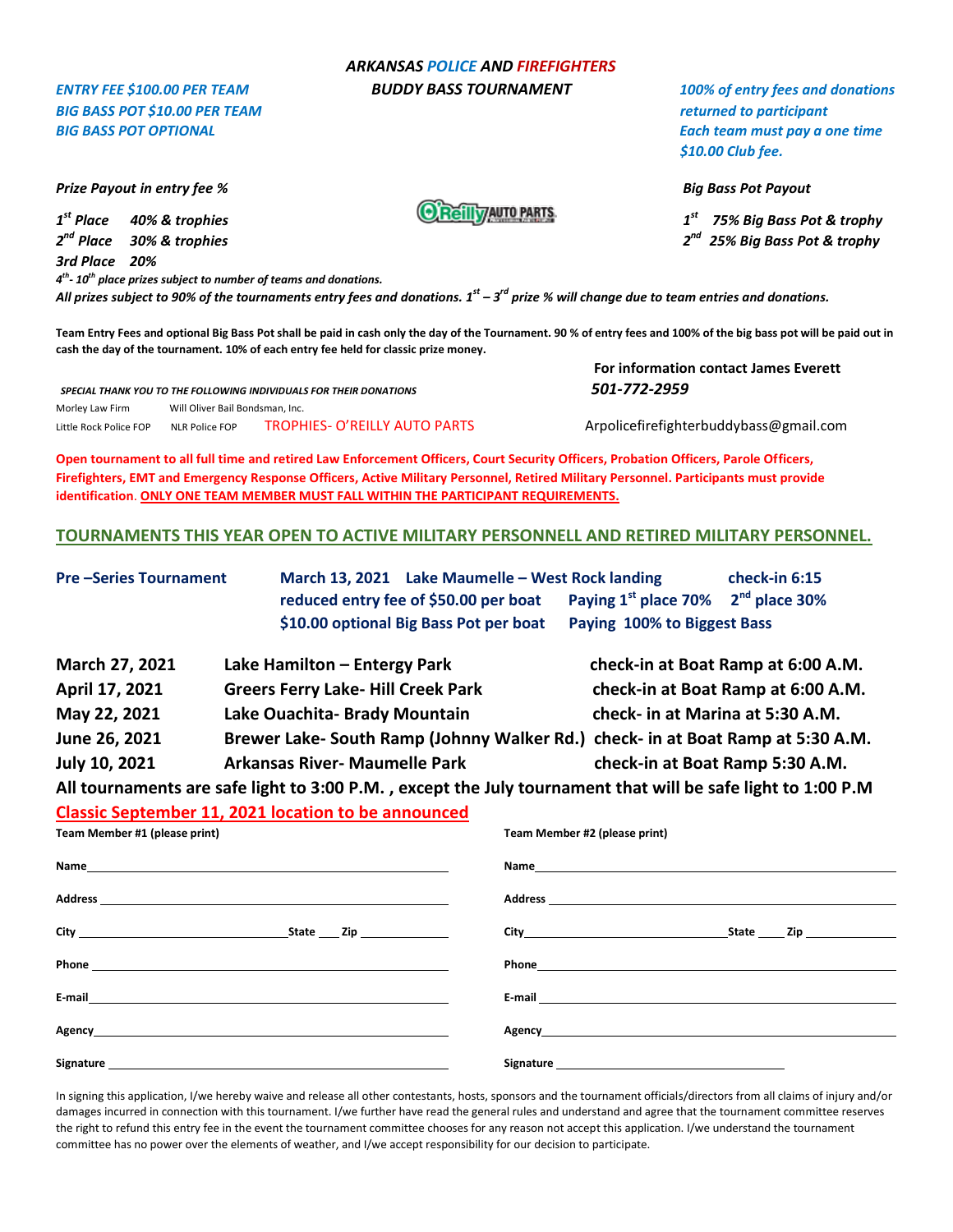# *ARKANSAS POLICE AND FIREFIGHTERS*
## *BUDDY BASS TOURNAMENT*

*ENTRY FEE $100.00 PER TEAM*
*BIG BASS POT $10.00 PER TEAM*
*BIG BASS POT OPTIONAL*

*100% of entry fees and donations returned to participant*
*Each team must pay a one time $10.00 Club fee.*

***Prize Payout in entry fee %***

*1st Place 40% & trophies*
*2nd Place 30% & trophies*
*3rd Place 20%*

***Big Bass Pot Payout***

*1st 75% Big Bass Pot & trophy*
*2nd 25% Big Bass Pot & trophy*

***4th- 10th place prizes subject to number of teams and donations.***
***All prizes subject to 90% of the tournaments entry fees and donations. 1st – 3rd prize % will change due to team entries and donations.***

**Team Entry Fees and optional Big Bass Pot shall be paid in cash only the day of the Tournament. 90 % of entry fees and 100% of the big bass pot will be paid out in cash the day of the tournament. 10% of each entry fee held for classic prize money.**

***SPECIAL THANK YOU TO THE FOLLOWING INDIVIDUALS FOR THEIR DONATIONS***

Morley Law Firm — Will Oliver Bail Bondsman, Inc.
Little Rock Police FOP — NLR Police FOP — TROPHIES- O'REILLY AUTO PARTS

**For information contact James Everett**
***501-772-2959***
Arpolicefirefighterbuddybass@gmail.com

**Open tournament to all full time and retired Law Enforcement Officers, Court Security Officers, Probation Officers, Parole Officers, Firefighters, EMT and Emergency Response Officers, Active Military Personnel, Retired Military Personnel. Participants must provide identification. ONLY ONE TEAM MEMBER MUST FALL WITHIN THE PARTICIPANT REQUIREMENTS.**

## TOURNAMENTS THIS YEAR OPEN TO ACTIVE MILITARY PERSONNELL AND RETIRED MILITARY PERSONNEL.

**Pre –Series Tournament** — **March 13, 2021 Lake Maumelle – West Rock landing** — **check-in 6:15**
**reduced entry fee of $50.00 per boat** — **Paying 1st place 70% 2nd place 30%**
**$10.00 optional Big Bass Pot per boat** — **Paying 100% to Biggest Bass**

| Date | Location | Check-in |
|---|---|---|
| **March 27, 2021** | **Lake Hamilton – Entergy Park** | **check-in at Boat Ramp at 6:00 A.M.** |
| **April 17, 2021** | **Greers Ferry Lake- Hill Creek Park** | **check-in at Boat Ramp at 6:00 A.M.** |
| **May 22, 2021** | **Lake Ouachita- Brady Mountain** | **check- in at Marina at 5:30 A.M.** |
| **June 26, 2021** | **Brewer Lake- South Ramp (Johnny Walker Rd.)** | **check- in at Boat Ramp at 5:30 A.M.** |
| **July 10, 2021** | **Arkansas River- Maumelle Park** | **check-in at Boat Ramp 5:30 A.M.** |

**All tournaments are safe light to 3:00 P.M. , except the July tournament that will be safe light to 1:00 P.M**

**Classic September 11, 2021 location to be announced**

**Team Member #1 (please print)**

Name ____________________
Address ____________________
City ____________ State ____ Zip ________
Phone ____________________
E-mail ____________________
Agency ____________________
Signature ____________________

**Team Member #2 (please print)**

Name ____________________
Address ____________________
City ____________ State ____ Zip ________
Phone ____________________
E-mail ____________________
Agency ____________________
Signature ____________________

In signing this application, I/we hereby waive and release all other contestants, hosts, sponsors and the tournament officials/directors from all claims of injury and/or damages incurred in connection with this tournament. I/we further have read the general rules and understand and agree that the tournament committee reserves the right to refund this entry fee in the event the tournament committee chooses for any reason not accept this application. I/we understand the tournament committee has no power over the elements of weather, and I/we accept responsibility for our decision to participate.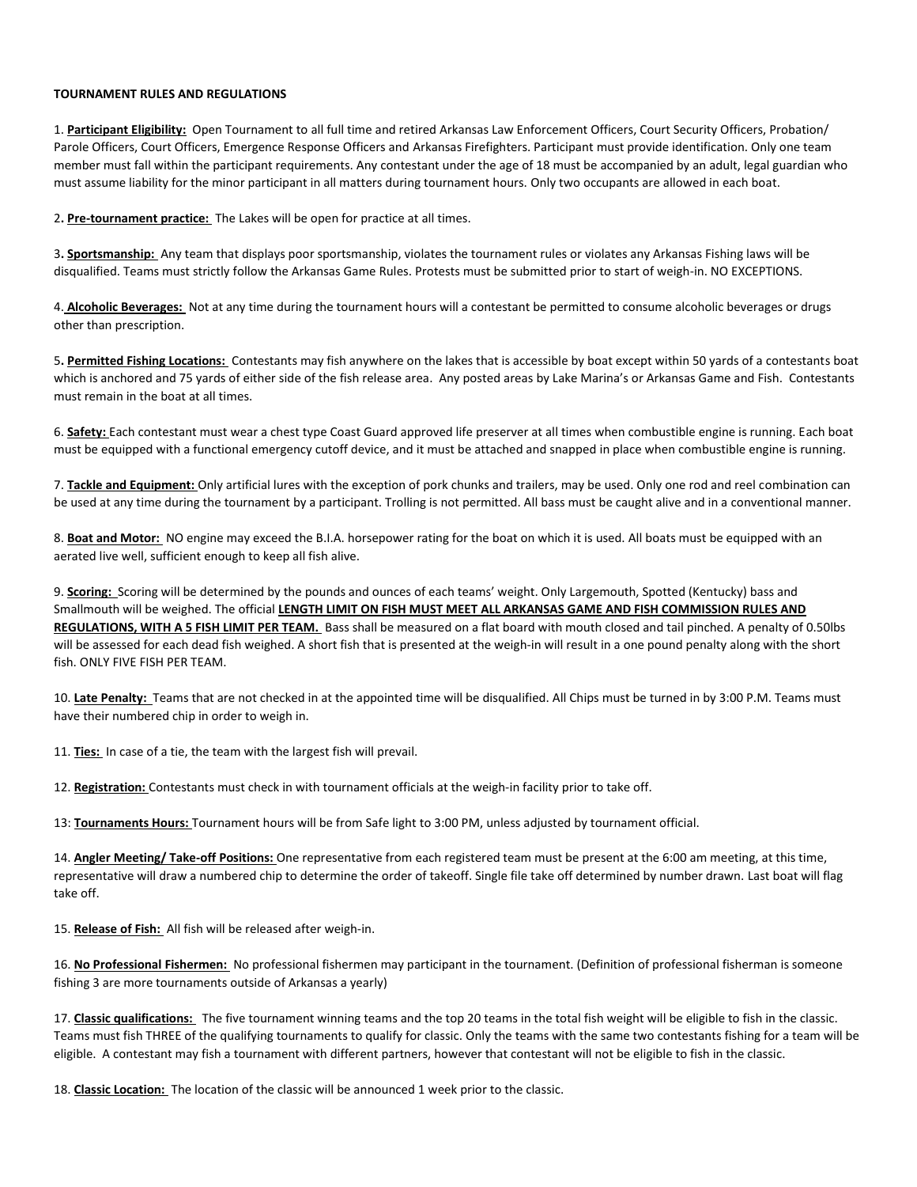**TOURNAMENT RULES AND REGULATIONS**

1. **Participant Eligibility:** Open Tournament to all full time and retired Arkansas Law Enforcement Officers, Court Security Officers, Probation/ Parole Officers, Court Officers, Emergence Response Officers and Arkansas Firefighters. Participant must provide identification. Only one team member must fall within the participant requirements. Any contestant under the age of 18 must be accompanied by an adult, legal guardian who must assume liability for the minor participant in all matters during tournament hours. Only two occupants are allowed in each boat.

2. **Pre-tournament practice:** The Lakes will be open for practice at all times.

3. **Sportsmanship:** Any team that displays poor sportsmanship, violates the tournament rules or violates any Arkansas Fishing laws will be disqualified. Teams must strictly follow the Arkansas Game Rules. Protests must be submitted prior to start of weigh-in. NO EXCEPTIONS.

4. **Alcoholic Beverages:** Not at any time during the tournament hours will a contestant be permitted to consume alcoholic beverages or drugs other than prescription.

5. **Permitted Fishing Locations:** Contestants may fish anywhere on the lakes that is accessible by boat except within 50 yards of a contestants boat which is anchored and 75 yards of either side of the fish release area. Any posted areas by Lake Marina's or Arkansas Game and Fish. Contestants must remain in the boat at all times.

6. **Safety:** Each contestant must wear a chest type Coast Guard approved life preserver at all times when combustible engine is running. Each boat must be equipped with a functional emergency cutoff device, and it must be attached and snapped in place when combustible engine is running.

7. **Tackle and Equipment:** Only artificial lures with the exception of pork chunks and trailers, may be used. Only one rod and reel combination can be used at any time during the tournament by a participant. Trolling is not permitted. All bass must be caught alive and in a conventional manner.

8. **Boat and Motor:** NO engine may exceed the B.I.A. horsepower rating for the boat on which it is used. All boats must be equipped with an aerated live well, sufficient enough to keep all fish alive.

9. **Scoring:** Scoring will be determined by the pounds and ounces of each teams' weight. Only Largemouth, Spotted (Kentucky) bass and Smallmouth will be weighed. The official **LENGTH LIMIT ON FISH MUST MEET ALL ARKANSAS GAME AND FISH COMMISSION RULES AND REGULATIONS, WITH A 5 FISH LIMIT PER TEAM.** Bass shall be measured on a flat board with mouth closed and tail pinched. A penalty of 0.50lbs will be assessed for each dead fish weighed. A short fish that is presented at the weigh-in will result in a one pound penalty along with the short fish. ONLY FIVE FISH PER TEAM.

10. **Late Penalty:** Teams that are not checked in at the appointed time will be disqualified. All Chips must be turned in by 3:00 P.M. Teams must have their numbered chip in order to weigh in.

11. **Ties:** In case of a tie, the team with the largest fish will prevail.

12. **Registration:** Contestants must check in with tournament officials at the weigh-in facility prior to take off.

13: **Tournaments Hours:** Tournament hours will be from Safe light to 3:00 PM, unless adjusted by tournament official.

14. **Angler Meeting/ Take-off Positions:** One representative from each registered team must be present at the 6:00 am meeting, at this time, representative will draw a numbered chip to determine the order of takeoff. Single file take off determined by number drawn. Last boat will flag take off.

15. **Release of Fish:** All fish will be released after weigh-in.

16. **No Professional Fishermen:** No professional fishermen may participant in the tournament. (Definition of professional fisherman is someone fishing 3 are more tournaments outside of Arkansas a yearly)

17. **Classic qualifications:** The five tournament winning teams and the top 20 teams in the total fish weight will be eligible to fish in the classic. Teams must fish THREE of the qualifying tournaments to qualify for classic. Only the teams with the same two contestants fishing for a team will be eligible. A contestant may fish a tournament with different partners, however that contestant will not be eligible to fish in the classic.

18. **Classic Location:** The location of the classic will be announced 1 week prior to the classic.